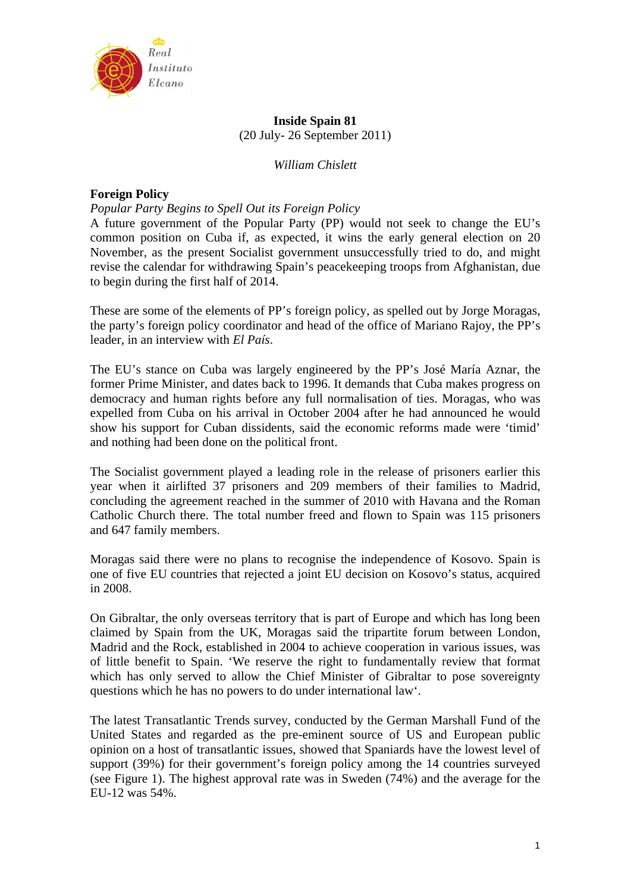# Inside Spain 81

(20 July- 26 September 2011)

*William Chislett*

## Foreign Policy

### *Popular Party Begins to Spell Out its Foreign Policy*

A future government of the Popular Party (PP) would not seek to change the EU's common position on Cuba if, as expected, it wins the early general election on 20 November, as the present Socialist government unsuccessfully tried to do, and might revise the calendar for withdrawing Spain's peacekeeping troops from Afghanistan, due to begin during the first half of 2014.

These are some of the elements of PP's foreign policy, as spelled out by Jorge Moragas, the party's foreign policy coordinator and head of the office of Mariano Rajoy, the PP's leader, in an interview with *El País*.

The EU's stance on Cuba was largely engineered by the PP's José María Aznar, the former Prime Minister, and dates back to 1996. It demands that Cuba makes progress on democracy and human rights before any full normalisation of ties. Moragas, who was expelled from Cuba on his arrival in October 2004 after he had announced he would show his support for Cuban dissidents, said the economic reforms made were 'timid' and nothing had been done on the political front.

The Socialist government played a leading role in the release of prisoners earlier this year when it airlifted 37 prisoners and 209 members of their families to Madrid, concluding the agreement reached in the summer of 2010 with Havana and the Roman Catholic Church there. The total number freed and flown to Spain was 115 prisoners and 647 family members.

Moragas said there were no plans to recognise the independence of Kosovo. Spain is one of five EU countries that rejected a joint EU decision on Kosovo's status, acquired in 2008.

On Gibraltar, the only overseas territory that is part of Europe and which has long been claimed by Spain from the UK, Moragas said the tripartite forum between London, Madrid and the Rock, established in 2004 to achieve cooperation in various issues, was of little benefit to Spain. 'We reserve the right to fundamentally review that format which has only served to allow the Chief Minister of Gibraltar to pose sovereignty questions which he has no powers to do under international law'.

The latest Transatlantic Trends survey, conducted by the German Marshall Fund of the United States and regarded as the pre-eminent source of US and European public opinion on a host of transatlantic issues, showed that Spaniards have the lowest level of support (39%) for their government's foreign policy among the 14 countries surveyed (see Figure 1). The highest approval rate was in Sweden (74%) and the average for the EU-12 was 54%.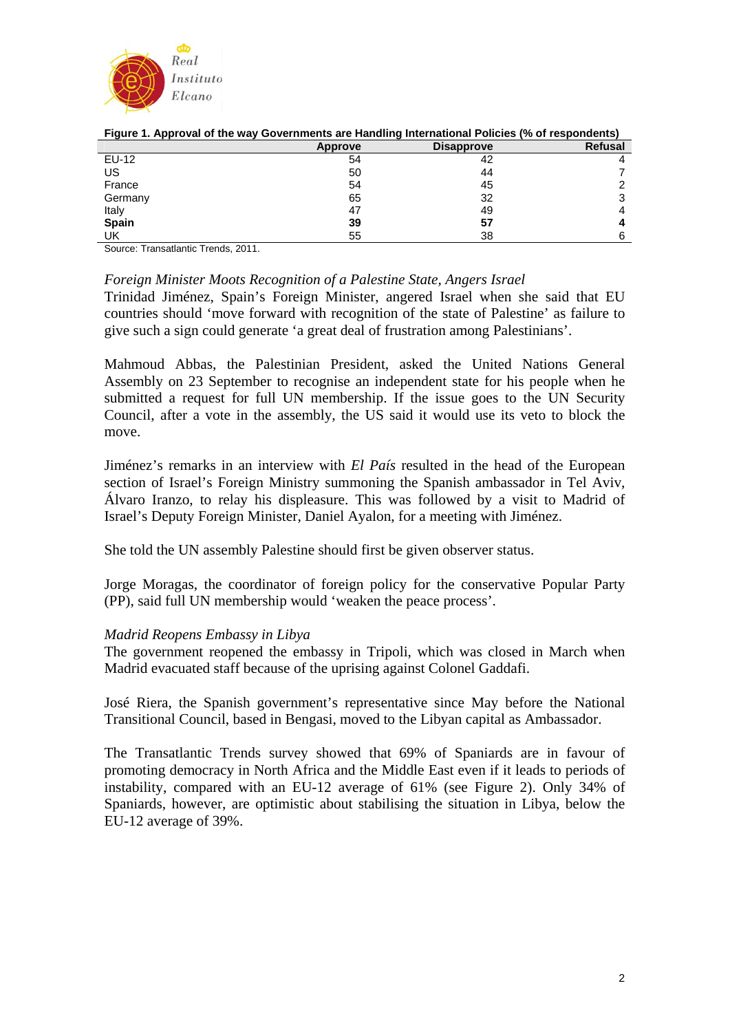**Figure 1. Approval of the way Governments are Handling International Policies (% of respondents)**

| | Approve | Disapprove | Refusal |
|---|---|---|---|
| EU-12 | 54 | 42 | 4 |
| US | 50 | 44 | 7 |
| France | 54 | 45 | 2 |
| Germany | 65 | 32 | 3 |
| Italy | 47 | 49 | 4 |
| **Spain** | **39** | **57** | **4** |
| UK | 55 | 38 | 6 |

Source: Transatlantic Trends, 2011.

*Foreign Minister Moots Recognition of a Palestine State, Angers Israel*

Trinidad Jiménez, Spain's Foreign Minister, angered Israel when she said that EU countries should 'move forward with recognition of the state of Palestine' as failure to give such a sign could generate 'a great deal of frustration among Palestinians'.

Mahmoud Abbas, the Palestinian President, asked the United Nations General Assembly on 23 September to recognise an independent state for his people when he submitted a request for full UN membership. If the issue goes to the UN Security Council, after a vote in the assembly, the US said it would use its veto to block the move.

Jiménez's remarks in an interview with *El País* resulted in the head of the European section of Israel's Foreign Ministry summoning the Spanish ambassador in Tel Aviv, Álvaro Iranzo, to relay his displeasure. This was followed by a visit to Madrid of Israel's Deputy Foreign Minister, Daniel Ayalon, for a meeting with Jiménez.

She told the UN assembly Palestine should first be given observer status.

Jorge Moragas, the coordinator of foreign policy for the conservative Popular Party (PP), said full UN membership would 'weaken the peace process'.

*Madrid Reopens Embassy in Libya*

The government reopened the embassy in Tripoli, which was closed in March when Madrid evacuated staff because of the uprising against Colonel Gaddafi.

José Riera, the Spanish government's representative since May before the National Transitional Council, based in Bengasi, moved to the Libyan capital as Ambassador.

The Transatlantic Trends survey showed that 69% of Spaniards are in favour of promoting democracy in North Africa and the Middle East even if it leads to periods of instability, compared with an EU-12 average of 61% (see Figure 2). Only 34% of Spaniards, however, are optimistic about stabilising the situation in Libya, below the EU-12 average of 39%.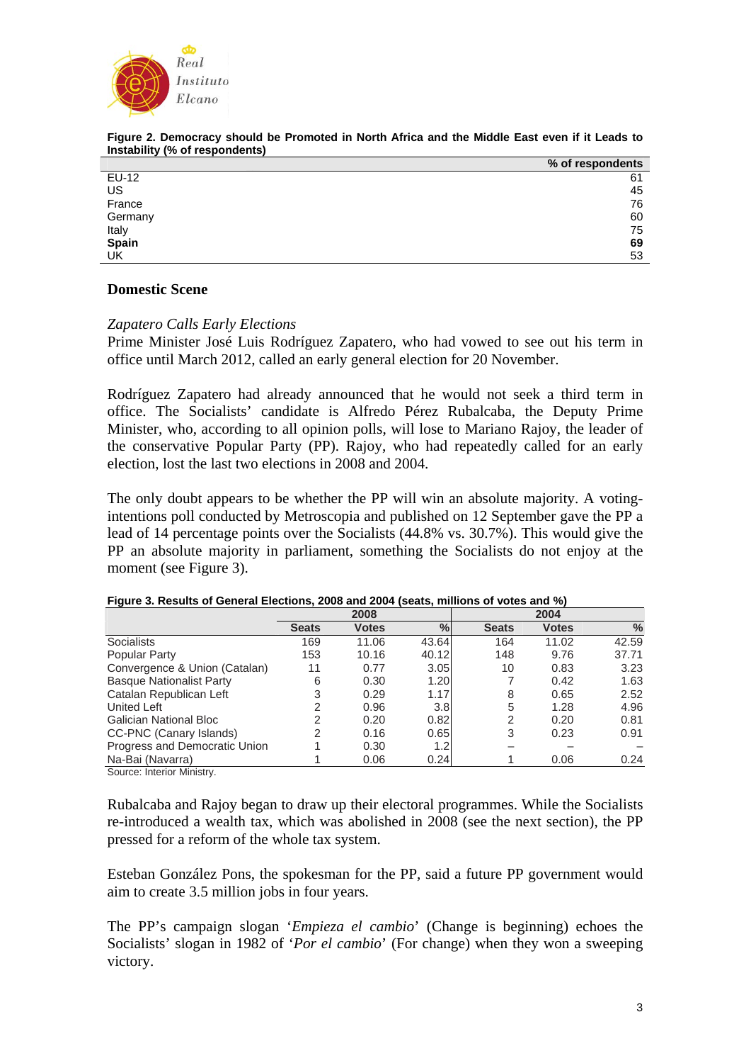**Figure 2. Democracy should be Promoted in North Africa and the Middle East even if it Leads to Instability (% of respondents)**

| | % of respondents |
|---|---|
| EU-12 | 61 |
| US | 45 |
| France | 76 |
| Germany | 60 |
| Italy | 75 |
| **Spain** | **69** |
| UK | 53 |

## Domestic Scene

*Zapatero Calls Early Elections*

Prime Minister José Luis Rodríguez Zapatero, who had vowed to see out his term in office until March 2012, called an early general election for 20 November.

Rodríguez Zapatero had already announced that he would not seek a third term in office. The Socialists' candidate is Alfredo Pérez Rubalcaba, the Deputy Prime Minister, who, according to all opinion polls, will lose to Mariano Rajoy, the leader of the conservative Popular Party (PP). Rajoy, who had repeatedly called for an early election, lost the last two elections in 2008 and 2004.

The only doubt appears to be whether the PP will win an absolute majority. A voting-intentions poll conducted by Metroscopia and published on 12 September gave the PP a lead of 14 percentage points over the Socialists (44.8% vs. 30.7%). This would give the PP an absolute majority in parliament, something the Socialists do not enjoy at the moment (see Figure 3).

**Figure 3. Results of General Elections, 2008 and 2004 (seats, millions of votes and %)**

| | 2008 | | | 2004 | | |
|---|---|---|---|---|---|---|
| | Seats | Votes | % | Seats | Votes | % |
| Socialists | 169 | 11.06 | 43.64 | 164 | 11.02 | 42.59 |
| Popular Party | 153 | 10.16 | 40.12 | 148 | 9.76 | 37.71 |
| Convergence & Union (Catalan) | 11 | 0.77 | 3.05 | 10 | 0.83 | 3.23 |
| Basque Nationalist Party | 6 | 0.30 | 1.20 | 7 | 0.42 | 1.63 |
| Catalan Republican Left | 3 | 0.29 | 1.17 | 8 | 0.65 | 2.52 |
| United Left | 2 | 0.96 | 3.8 | 5 | 1.28 | 4.96 |
| Galician National Bloc | 2 | 0.20 | 0.82 | 2 | 0.20 | 0.81 |
| CC-PNC (Canary Islands) | 2 | 0.16 | 0.65 | 3 | 0.23 | 0.91 |
| Progress and Democratic Union | 1 | 0.30 | 1.2 | – | – | – |
| Na-Bai (Navarra) | 1 | 0.06 | 0.24 | 1 | 0.06 | 0.24 |

Source: Interior Ministry.

Rubalcaba and Rajoy began to draw up their electoral programmes. While the Socialists re-introduced a wealth tax, which was abolished in 2008 (see the next section), the PP pressed for a reform of the whole tax system.

Esteban González Pons, the spokesman for the PP, said a future PP government would aim to create 3.5 million jobs in four years.

The PP's campaign slogan '*Empieza el cambio*' (Change is beginning) echoes the Socialists' slogan in 1982 of '*Por el cambio*' (For change) when they won a sweeping victory.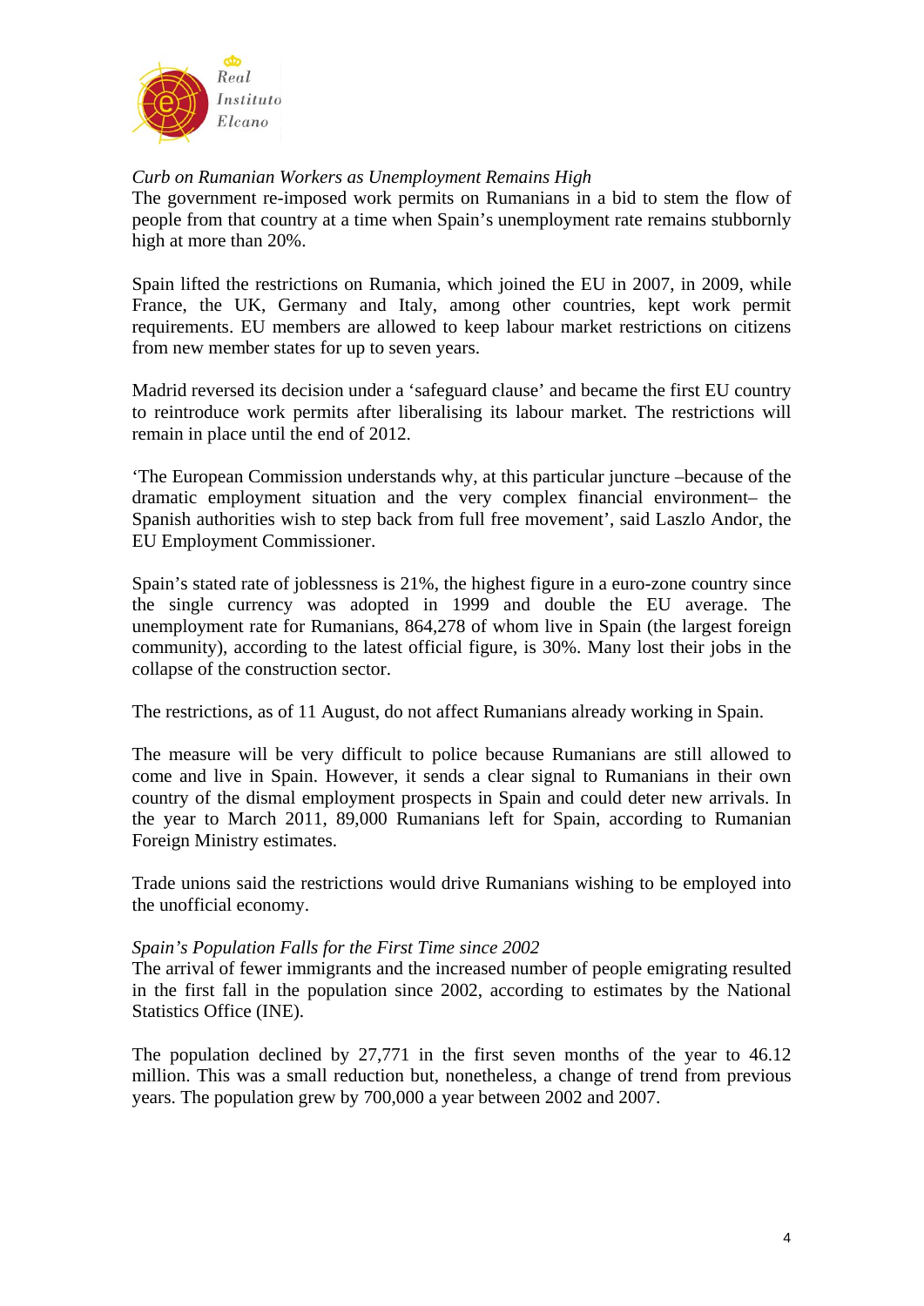*Curb on Rumanian Workers as Unemployment Remains High*

The government re-imposed work permits on Rumanians in a bid to stem the flow of people from that country at a time when Spain's unemployment rate remains stubbornly high at more than 20%.

Spain lifted the restrictions on Rumania, which joined the EU in 2007, in 2009, while France, the UK, Germany and Italy, among other countries, kept work permit requirements. EU members are allowed to keep labour market restrictions on citizens from new member states for up to seven years.

Madrid reversed its decision under a 'safeguard clause' and became the first EU country to reintroduce work permits after liberalising its labour market. The restrictions will remain in place until the end of 2012.

'The European Commission understands why, at this particular juncture –because of the dramatic employment situation and the very complex financial environment– the Spanish authorities wish to step back from full free movement', said Laszlo Andor, the EU Employment Commissioner.

Spain's stated rate of joblessness is 21%, the highest figure in a euro-zone country since the single currency was adopted in 1999 and double the EU average. The unemployment rate for Rumanians, 864,278 of whom live in Spain (the largest foreign community), according to the latest official figure, is 30%. Many lost their jobs in the collapse of the construction sector.

The restrictions, as of 11 August, do not affect Rumanians already working in Spain.

The measure will be very difficult to police because Rumanians are still allowed to come and live in Spain. However, it sends a clear signal to Rumanians in their own country of the dismal employment prospects in Spain and could deter new arrivals. In the year to March 2011, 89,000 Rumanians left for Spain, according to Rumanian Foreign Ministry estimates.

Trade unions said the restrictions would drive Rumanians wishing to be employed into the unofficial economy.

*Spain's Population Falls for the First Time since 2002*

The arrival of fewer immigrants and the increased number of people emigrating resulted in the first fall in the population since 2002, according to estimates by the National Statistics Office (INE).

The population declined by 27,771 in the first seven months of the year to 46.12 million. This was a small reduction but, nonetheless, a change of trend from previous years. The population grew by 700,000 a year between 2002 and 2007.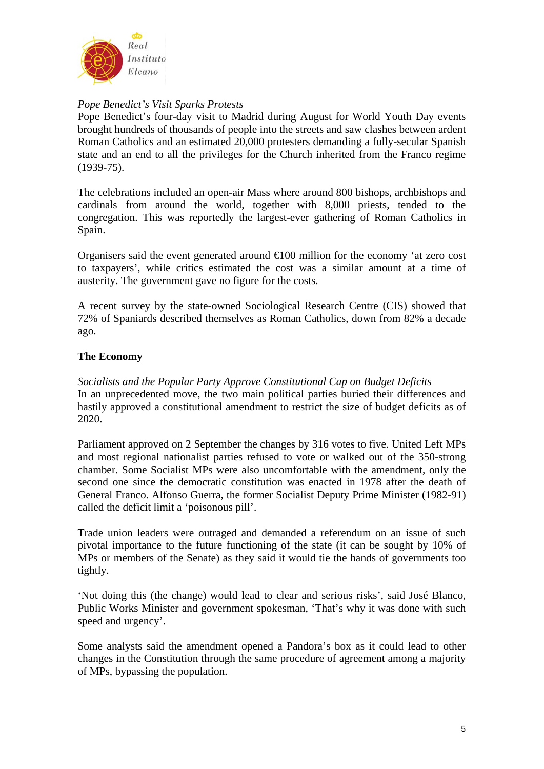*Pope Benedict's Visit Sparks Protests*
Pope Benedict's four-day visit to Madrid during August for World Youth Day events brought hundreds of thousands of people into the streets and saw clashes between ardent Roman Catholics and an estimated 20,000 protesters demanding a fully-secular Spanish state and an end to all the privileges for the Church inherited from the Franco regime (1939-75).

The celebrations included an open-air Mass where around 800 bishops, archbishops and cardinals from around the world, together with 8,000 priests, tended to the congregation. This was reportedly the largest-ever gathering of Roman Catholics in Spain.

Organisers said the event generated around €100 million for the economy 'at zero cost to taxpayers', while critics estimated the cost was a similar amount at a time of austerity. The government gave no figure for the costs.

A recent survey by the state-owned Sociological Research Centre (CIS) showed that 72% of Spaniards described themselves as Roman Catholics, down from 82% a decade ago.

## The Economy

*Socialists and the Popular Party Approve Constitutional Cap on Budget Deficits*
In an unprecedented move, the two main political parties buried their differences and hastily approved a constitutional amendment to restrict the size of budget deficits as of 2020.

Parliament approved on 2 September the changes by 316 votes to five. United Left MPs and most regional nationalist parties refused to vote or walked out of the 350-strong chamber. Some Socialist MPs were also uncomfortable with the amendment, only the second one since the democratic constitution was enacted in 1978 after the death of General Franco. Alfonso Guerra, the former Socialist Deputy Prime Minister (1982-91) called the deficit limit a 'poisonous pill'.

Trade union leaders were outraged and demanded a referendum on an issue of such pivotal importance to the future functioning of the state (it can be sought by 10% of MPs or members of the Senate) as they said it would tie the hands of governments too tightly.

'Not doing this (the change) would lead to clear and serious risks', said José Blanco, Public Works Minister and government spokesman, 'That's why it was done with such speed and urgency'.

Some analysts said the amendment opened a Pandora's box as it could lead to other changes in the Constitution through the same procedure of agreement among a majority of MPs, bypassing the population.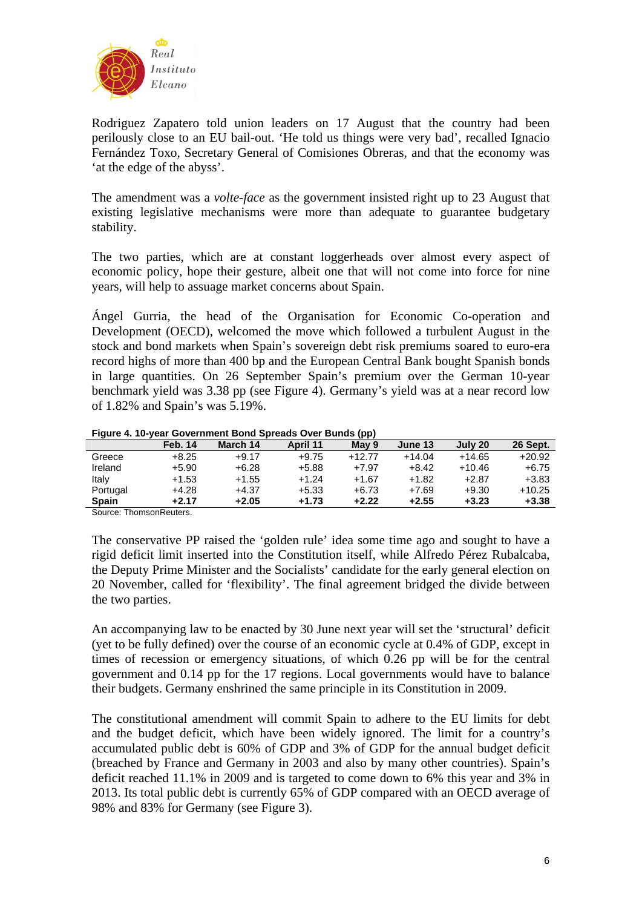Rodriguez Zapatero told union leaders on 17 August that the country had been perilously close to an EU bail-out. 'He told us things were very bad', recalled Ignacio Fernández Toxo, Secretary General of Comisiones Obreras, and that the economy was 'at the edge of the abyss'.

The amendment was a *volte-face* as the government insisted right up to 23 August that existing legislative mechanisms were more than adequate to guarantee budgetary stability.

The two parties, which are at constant loggerheads over almost every aspect of economic policy, hope their gesture, albeit one that will not come into force for nine years, will help to assuage market concerns about Spain.

Ángel Gurria, the head of the Organisation for Economic Co-operation and Development (OECD), welcomed the move which followed a turbulent August in the stock and bond markets when Spain's sovereign debt risk premiums soared to euro-era record highs of more than 400 bp and the European Central Bank bought Spanish bonds in large quantities. On 26 September Spain's premium over the German 10-year benchmark yield was 3.38 pp (see Figure 4). Germany's yield was at a near record low of 1.82% and Spain's was 5.19%.

**Figure 4. 10-year Government Bond Spreads Over Bunds (pp)**

| | Feb. 14 | March 14 | April 11 | May 9 | June 13 | July 20 | 26 Sept. |
|---|---|---|---|---|---|---|---|
| Greece | +8.25 | +9.17 | +9.75 | +12.77 | +14.04 | +14.65 | +20.92 |
| Ireland | +5.90 | +6.28 | +5.88 | +7.97 | +8.42 | +10.46 | +6.75 |
| Italy | +1.53 | +1.55 | +1.24 | +1.67 | +1.82 | +2.87 | +3.83 |
| Portugal | +4.28 | +4.37 | +5.33 | +6.73 | +7.69 | +9.30 | +10.25 |
| **Spain** | **+2.17** | **+2.05** | **+1.73** | **+2.22** | **+2.55** | **+3.23** | **+3.38** |

Source: ThomsonReuters.

The conservative PP raised the 'golden rule' idea some time ago and sought to have a rigid deficit limit inserted into the Constitution itself, while Alfredo Pérez Rubalcaba, the Deputy Prime Minister and the Socialists' candidate for the early general election on 20 November, called for 'flexibility'. The final agreement bridged the divide between the two parties.

An accompanying law to be enacted by 30 June next year will set the 'structural' deficit (yet to be fully defined) over the course of an economic cycle at 0.4% of GDP, except in times of recession or emergency situations, of which 0.26 pp will be for the central government and 0.14 pp for the 17 regions. Local governments would have to balance their budgets. Germany enshrined the same principle in its Constitution in 2009.

The constitutional amendment will commit Spain to adhere to the EU limits for debt and the budget deficit, which have been widely ignored. The limit for a country's accumulated public debt is 60% of GDP and 3% of GDP for the annual budget deficit (breached by France and Germany in 2003 and also by many other countries). Spain's deficit reached 11.1% in 2009 and is targeted to come down to 6% this year and 3% in 2013. Its total public debt is currently 65% of GDP compared with an OECD average of 98% and 83% for Germany (see Figure 3).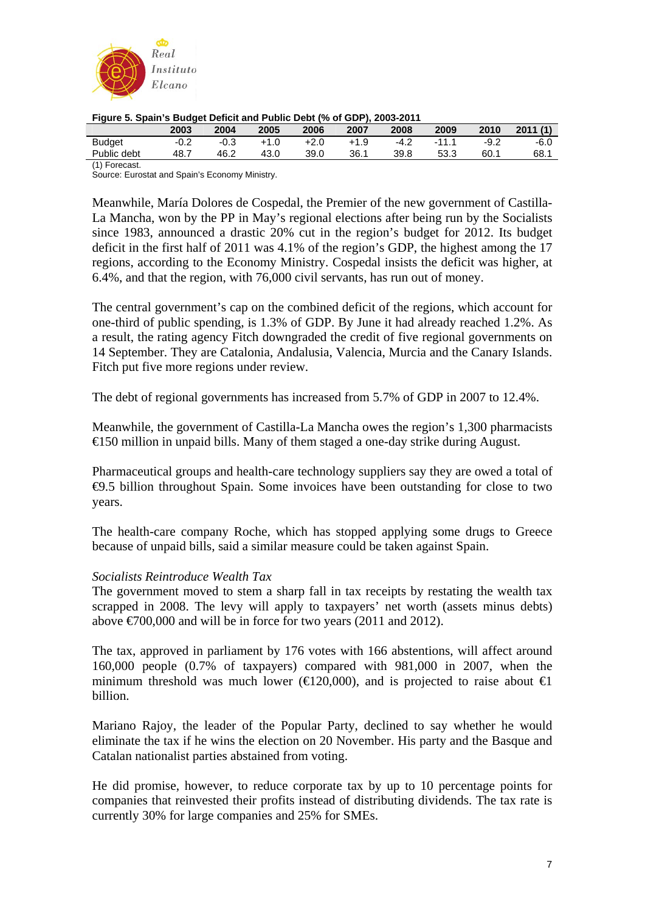**Figure 5. Spain's Budget Deficit and Public Debt (% of GDP), 2003-2011**

| | 2003 | 2004 | 2005 | 2006 | 2007 | 2008 | 2009 | 2010 | 2011 (1) |
|---|---|---|---|---|---|---|---|---|---|
| Budget | -0.2 | -0.3 | +1.0 | +2.0 | +1.9 | -4.2 | -11.1 | -9.2 | -6.0 |
| Public debt | 48.7 | 46.2 | 43.0 | 39.0 | 36.1 | 39.8 | 53.3 | 60.1 | 68.1 |

(1) Forecast.
Source: Eurostat and Spain's Economy Ministry.

Meanwhile, María Dolores de Cospedal, the Premier of the new government of Castilla-La Mancha, won by the PP in May's regional elections after being run by the Socialists since 1983, announced a drastic 20% cut in the region's budget for 2012. Its budget deficit in the first half of 2011 was 4.1% of the region's GDP, the highest among the 17 regions, according to the Economy Ministry. Cospedal insists the deficit was higher, at 6.4%, and that the region, with 76,000 civil servants, has run out of money.

The central government's cap on the combined deficit of the regions, which account for one-third of public spending, is 1.3% of GDP. By June it had already reached 1.2%. As a result, the rating agency Fitch downgraded the credit of five regional governments on 14 September. They are Catalonia, Andalusia, Valencia, Murcia and the Canary Islands. Fitch put five more regions under review.

The debt of regional governments has increased from 5.7% of GDP in 2007 to 12.4%.

Meanwhile, the government of Castilla-La Mancha owes the region's 1,300 pharmacists €150 million in unpaid bills. Many of them staged a one-day strike during August.

Pharmaceutical groups and health-care technology suppliers say they are owed a total of €9.5 billion throughout Spain. Some invoices have been outstanding for close to two years.

The health-care company Roche, which has stopped applying some drugs to Greece because of unpaid bills, said a similar measure could be taken against Spain.

*Socialists Reintroduce Wealth Tax*

The government moved to stem a sharp fall in tax receipts by restating the wealth tax scrapped in 2008. The levy will apply to taxpayers' net worth (assets minus debts) above €700,000 and will be in force for two years (2011 and 2012).

The tax, approved in parliament by 176 votes with 166 abstentions, will affect around 160,000 people (0.7% of taxpayers) compared with 981,000 in 2007, when the minimum threshold was much lower (€120,000), and is projected to raise about €1 billion.

Mariano Rajoy, the leader of the Popular Party, declined to say whether he would eliminate the tax if he wins the election on 20 November. His party and the Basque and Catalan nationalist parties abstained from voting.

He did promise, however, to reduce corporate tax by up to 10 percentage points for companies that reinvested their profits instead of distributing dividends. The tax rate is currently 30% for large companies and 25% for SMEs.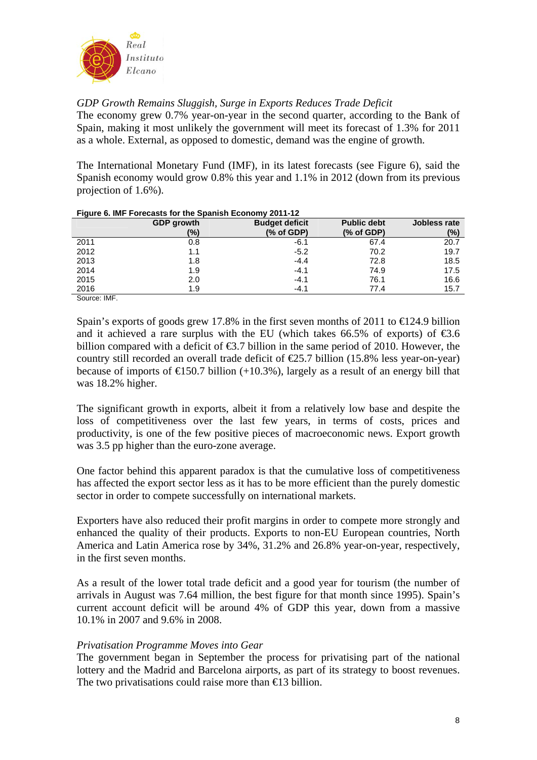*GDP Growth Remains Sluggish, Surge in Exports Reduces Trade Deficit*

The economy grew 0.7% year-on-year in the second quarter, according to the Bank of Spain, making it most unlikely the government will meet its forecast of 1.3% for 2011 as a whole. External, as opposed to domestic, demand was the engine of growth.

The International Monetary Fund (IMF), in its latest forecasts (see Figure 6), said the Spanish economy would grow 0.8% this year and 1.1% in 2012 (down from its previous projection of 1.6%).

**Figure 6. IMF Forecasts for the Spanish Economy 2011-12**

| | GDP growth (%) | Budget deficit (% of GDP) | Public debt (% of GDP) | Jobless rate (%) |
|---|---|---|---|---|
| 2011 | 0.8 | -6.1 | 67.4 | 20.7 |
| 2012 | 1.1 | -5.2 | 70.2 | 19.7 |
| 2013 | 1.8 | -4.4 | 72.8 | 18.5 |
| 2014 | 1.9 | -4.1 | 74.9 | 17.5 |
| 2015 | 2.0 | -4.1 | 76.1 | 16.6 |
| 2016 | 1.9 | -4.1 | 77.4 | 15.7 |

Source: IMF.

Spain's exports of goods grew 17.8% in the first seven months of 2011 to €124.9 billion and it achieved a rare surplus with the EU (which takes 66.5% of exports) of €3.6 billion compared with a deficit of €3.7 billion in the same period of 2010. However, the country still recorded an overall trade deficit of €25.7 billion (15.8% less year-on-year) because of imports of €150.7 billion (+10.3%), largely as a result of an energy bill that was 18.2% higher.

The significant growth in exports, albeit it from a relatively low base and despite the loss of competitiveness over the last few years, in terms of costs, prices and productivity, is one of the few positive pieces of macroeconomic news. Export growth was 3.5 pp higher than the euro-zone average.

One factor behind this apparent paradox is that the cumulative loss of competitiveness has affected the export sector less as it has to be more efficient than the purely domestic sector in order to compete successfully on international markets.

Exporters have also reduced their profit margins in order to compete more strongly and enhanced the quality of their products. Exports to non-EU European countries, North America and Latin America rose by 34%, 31.2% and 26.8% year-on-year, respectively, in the first seven months.

As a result of the lower total trade deficit and a good year for tourism (the number of arrivals in August was 7.64 million, the best figure for that month since 1995). Spain's current account deficit will be around 4% of GDP this year, down from a massive 10.1% in 2007 and 9.6% in 2008.

*Privatisation Programme Moves into Gear*

The government began in September the process for privatising part of the national lottery and the Madrid and Barcelona airports, as part of its strategy to boost revenues. The two privatisations could raise more than €13 billion.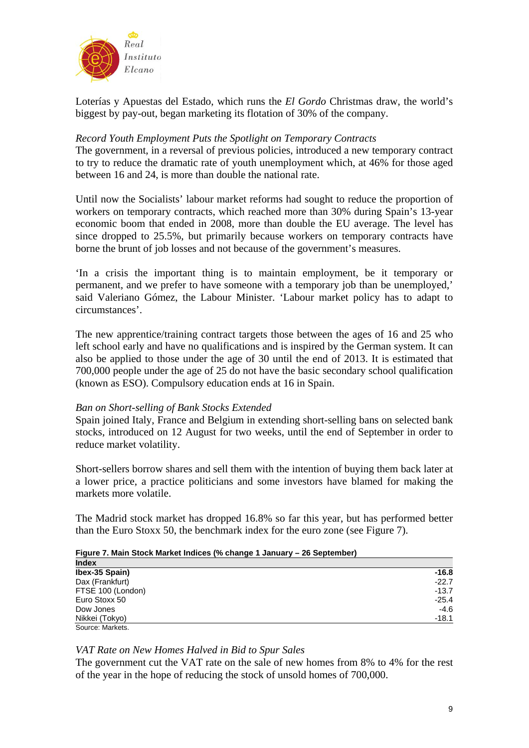Loterías y Apuestas del Estado, which runs the *El Gordo* Christmas draw, the world's biggest by pay-out, began marketing its flotation of 30% of the company.

*Record Youth Employment Puts the Spotlight on Temporary Contracts*

The government, in a reversal of previous policies, introduced a new temporary contract to try to reduce the dramatic rate of youth unemployment which, at 46% for those aged between 16 and 24, is more than double the national rate.

Until now the Socialists' labour market reforms had sought to reduce the proportion of workers on temporary contracts, which reached more than 30% during Spain's 13-year economic boom that ended in 2008, more than double the EU average. The level has since dropped to 25.5%, but primarily because workers on temporary contracts have borne the brunt of job losses and not because of the government's measures.

'In a crisis the important thing is to maintain employment, be it temporary or permanent, and we prefer to have someone with a temporary job than be unemployed,' said Valeriano Gómez, the Labour Minister. 'Labour market policy has to adapt to circumstances'.

The new apprentice/training contract targets those between the ages of 16 and 25 who left school early and have no qualifications and is inspired by the German system. It can also be applied to those under the age of 30 until the end of 2013. It is estimated that 700,000 people under the age of 25 do not have the basic secondary school qualification (known as ESO). Compulsory education ends at 16 in Spain.

*Ban on Short-selling of Bank Stocks Extended*

Spain joined Italy, France and Belgium in extending short-selling bans on selected bank stocks, introduced on 12 August for two weeks, until the end of September in order to reduce market volatility.

Short-sellers borrow shares and sell them with the intention of buying them back later at a lower price, a practice politicians and some investors have blamed for making the markets more volatile.

The Madrid stock market has dropped 16.8% so far this year, but has performed better than the Euro Stoxx 50, the benchmark index for the euro zone (see Figure 7).

**Figure 7. Main Stock Market Indices (% change 1 January – 26 September)**

| Index | |
|---|---:|
| **Ibex-35 Spain)** | **-16.8** |
| Dax (Frankfurt) | -22.7 |
| FTSE 100 (London) | -13.7 |
| Euro Stoxx 50 | -25.4 |
| Dow Jones | -4.6 |
| Nikkei (Tokyo) | -18.1 |

Source: Markets.

*VAT Rate on New Homes Halved in Bid to Spur Sales*

The government cut the VAT rate on the sale of new homes from 8% to 4% for the rest of the year in the hope of reducing the stock of unsold homes of 700,000.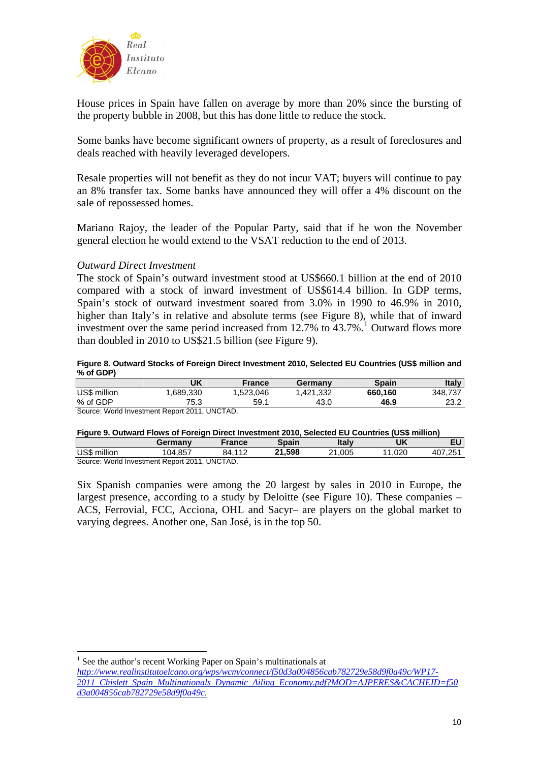House prices in Spain have fallen on average by more than 20% since the bursting of the property bubble in 2008, but this has done little to reduce the stock.

Some banks have become significant owners of property, as a result of foreclosures and deals reached with heavily leveraged developers.

Resale properties will not benefit as they do not incur VAT; buyers will continue to pay an 8% transfer tax. Some banks have announced they will offer a 4% discount on the sale of repossessed homes.

Mariano Rajoy, the leader of the Popular Party, said that if he won the November general election he would extend to the VSAT reduction to the end of 2013.

*Outward Direct Investment*

The stock of Spain's outward investment stood at US$660.1 billion at the end of 2010 compared with a stock of inward investment of US$614.4 billion. In GDP terms, Spain's stock of outward investment soared from 3.0% in 1990 to 46.9% in 2010, higher than Italy's in relative and absolute terms (see Figure 8), while that of inward investment over the same period increased from 12.7% to 43.7%.[1] Outward flows more than doubled in 2010 to US$21.5 billion (see Figure 9).

**Figure 8. Outward Stocks of Foreign Direct Investment 2010, Selected EU Countries (US$ million and % of GDP)**

| | UK | France | Germany | Spain | Italy |
|---|---|---|---|---|---|
| US$ million | 1,689,330 | 1,523,046 | 1,421,332 | **660,160** | 348,737 |
| % of GDP | 75.3 | 59.1 | 43.0 | **46.9** | 23.2 |

Source: World Investment Report 2011, UNCTAD.

**Figure 9. Outward Flows of Foreign Direct Investment 2010, Selected EU Countries (US$ million)**

| | Germany | France | Spain | Italy | UK | EU |
|---|---|---|---|---|---|---|
| US$ million | 104,857 | 84,112 | **21,598** | 21,005 | 11,020 | 407,251 |

Source: World Investment Report 2011, UNCTAD.

Six Spanish companies were among the 20 largest by sales in 2010 in Europe, the largest presence, according to a study by Deloitte (see Figure 10). These companies – ACS, Ferrovial, FCC, Acciona, OHL and Sacyr– are players on the global market to varying degrees. Another one, San José, is in the top 50.

---

[1] See the author's recent Working Paper on Spain's multinationals at *http://www.realinstitutoelcano.org/wps/wcm/connect/f50d3a004856cab782729e58d9f0a49c/WP17-2011_Chislett_Spain_Multinationals_Dynamic_Ailing_Economy.pdf?MOD=AJPERES&CACHEID=f50d3a004856cab782729e58d9f0a49c.*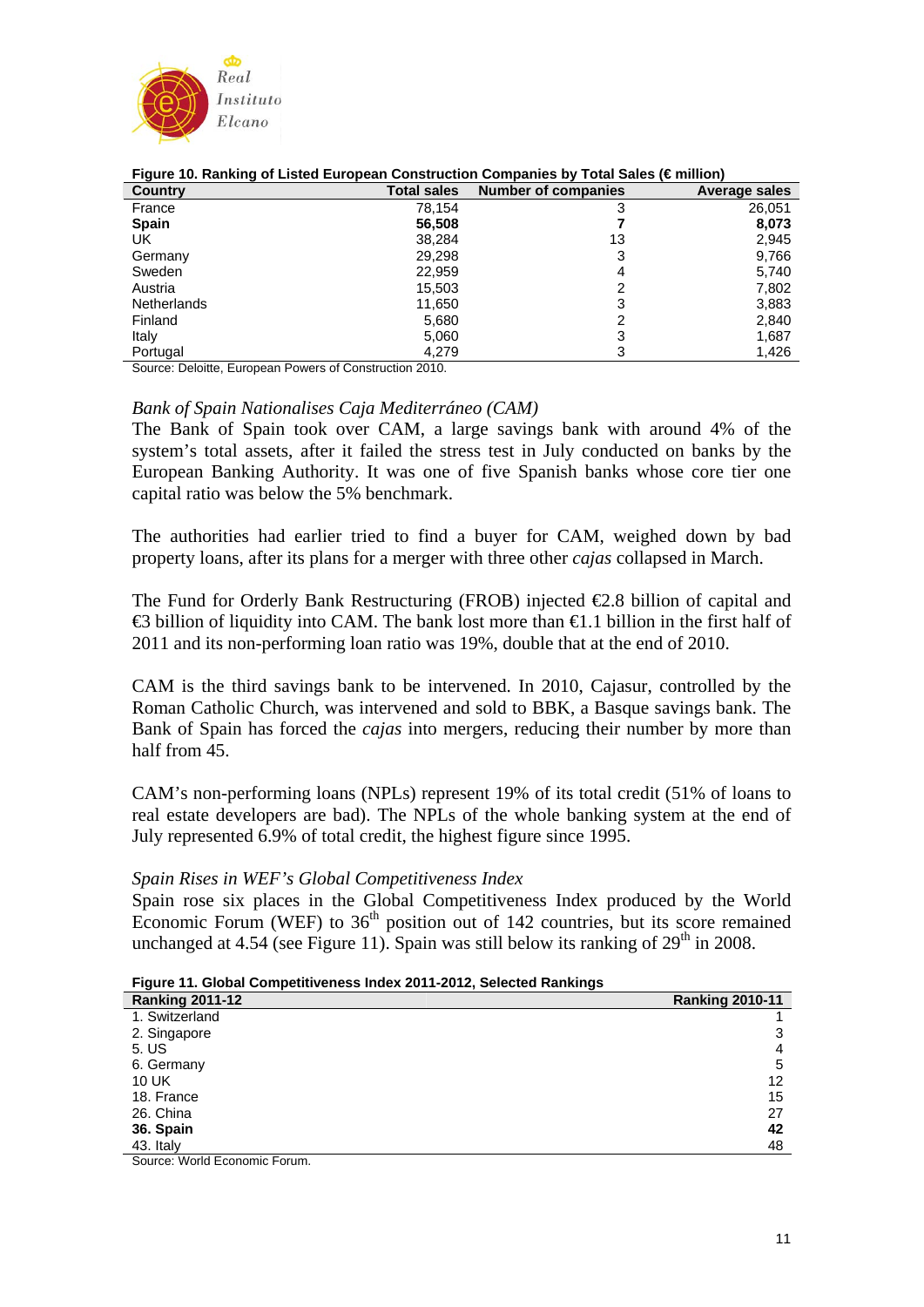**Figure 10. Ranking of Listed European Construction Companies by Total Sales (€ million)**

| Country | Total sales | Number of companies | Average sales |
|---|---|---|---|
| France | 78,154 | 3 | 26,051 |
| **Spain** | **56,508** | **7** | **8,073** |
| UK | 38,284 | 13 | 2,945 |
| Germany | 29,298 | 3 | 9,766 |
| Sweden | 22,959 | 4 | 5,740 |
| Austria | 15,503 | 2 | 7,802 |
| Netherlands | 11,650 | 3 | 3,883 |
| Finland | 5,680 | 2 | 2,840 |
| Italy | 5,060 | 3 | 1,687 |
| Portugal | 4,279 | 3 | 1,426 |

Source: Deloitte, European Powers of Construction 2010.

*Bank of Spain Nationalises Caja Mediterráneo (CAM)*

The Bank of Spain took over CAM, a large savings bank with around 4% of the system's total assets, after it failed the stress test in July conducted on banks by the European Banking Authority. It was one of five Spanish banks whose core tier one capital ratio was below the 5% benchmark.

The authorities had earlier tried to find a buyer for CAM, weighed down by bad property loans, after its plans for a merger with three other *cajas* collapsed in March.

The Fund for Orderly Bank Restructuring (FROB) injected €2.8 billion of capital and €3 billion of liquidity into CAM. The bank lost more than €1.1 billion in the first half of 2011 and its non-performing loan ratio was 19%, double that at the end of 2010.

CAM is the third savings bank to be intervened. In 2010, Cajasur, controlled by the Roman Catholic Church, was intervened and sold to BBK, a Basque savings bank. The Bank of Spain has forced the *cajas* into mergers, reducing their number by more than half from 45.

CAM's non-performing loans (NPLs) represent 19% of its total credit (51% of loans to real estate developers are bad). The NPLs of the whole banking system at the end of July represented 6.9% of total credit, the highest figure since 1995.

*Spain Rises in WEF's Global Competitiveness Index*

Spain rose six places in the Global Competitiveness Index produced by the World Economic Forum (WEF) to 36th position out of 142 countries, but its score remained unchanged at 4.54 (see Figure 11). Spain was still below its ranking of 29th in 2008.

**Figure 11. Global Competitiveness Index 2011-2012, Selected Rankings**

| Ranking 2011-12 | Ranking 2010-11 |
|---|---|
| 1. Switzerland | 1 |
| 2. Singapore | 3 |
| 5. US | 4 |
| 6. Germany | 5 |
| 10 UK | 12 |
| 18. France | 15 |
| 26. China | 27 |
| **36. Spain** | **42** |
| 43. Italy | 48 |

Source: World Economic Forum.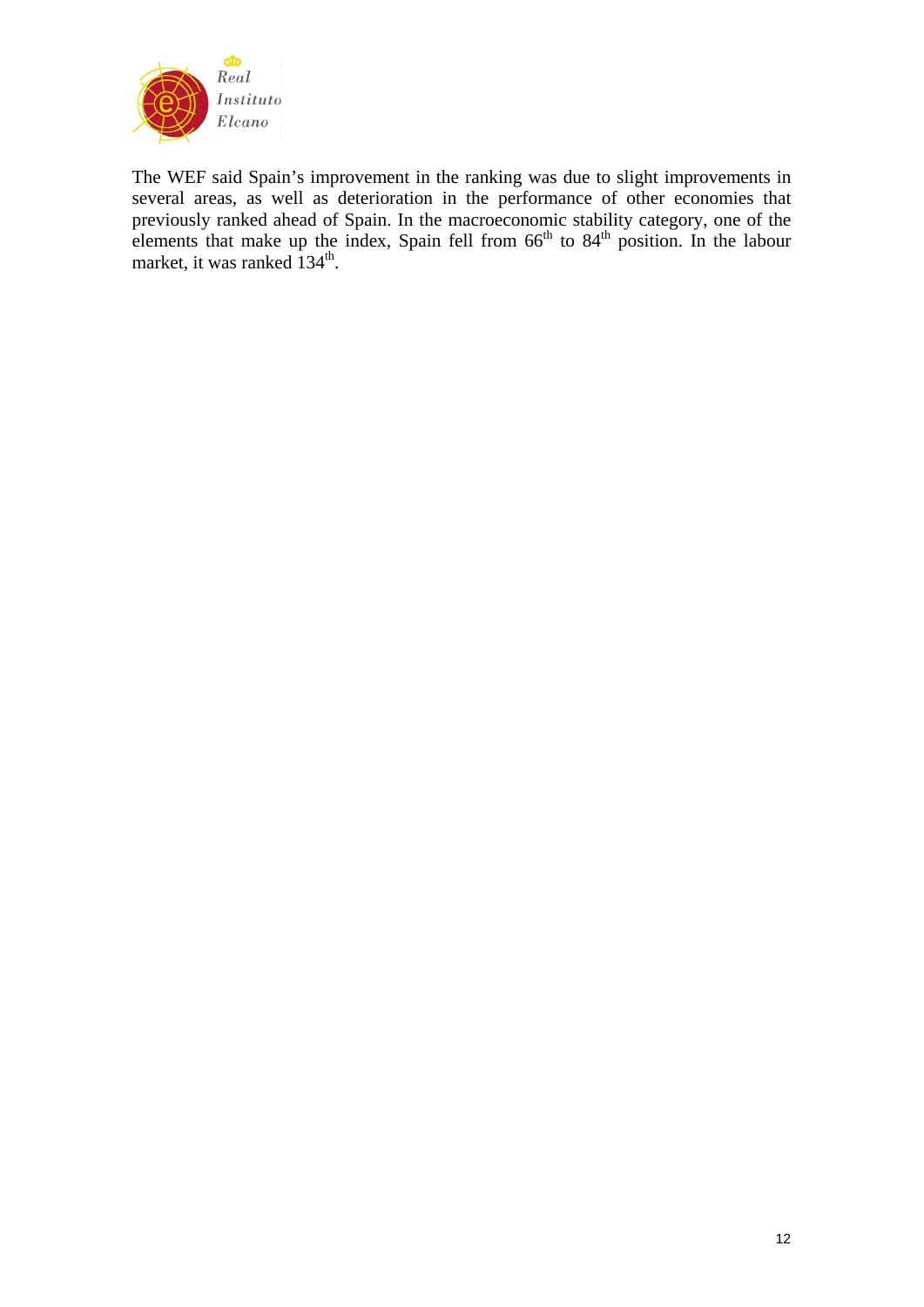The WEF said Spain's improvement in the ranking was due to slight improvements in several areas, as well as deterioration in the performance of other economies that previously ranked ahead of Spain. In the macroeconomic stability category, one of the elements that make up the index, Spain fell from 66th to 84th position. In the labour market, it was ranked 134th.